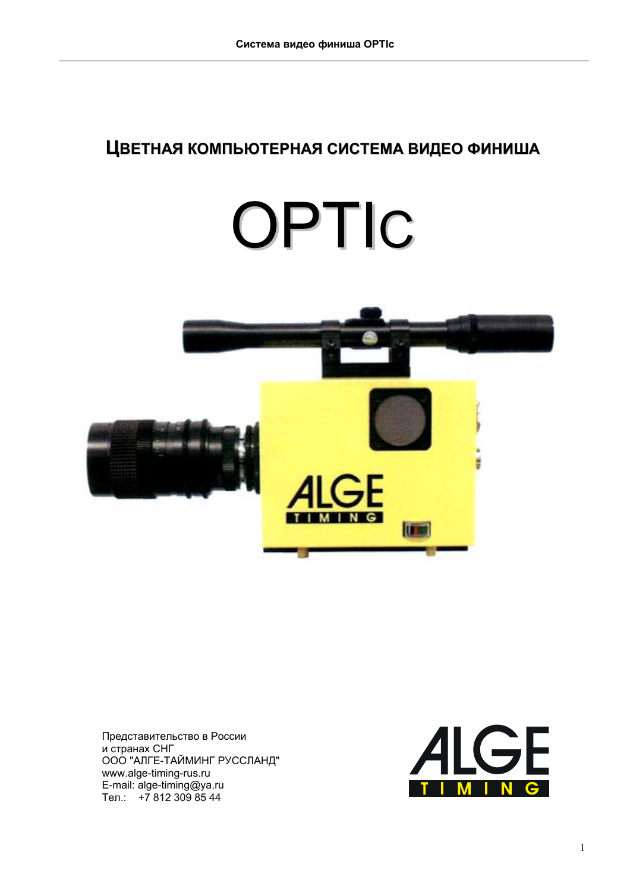# Цветная компьютерная система видео финиша

# OPTIc

Представительство в России
и странах СНГ
ООО "АЛГЕ-ТАЙМИНГ РУССЛАНД"
www.alge-timing-rus.ru
E-mail: alge-timing@ya.ru
Тел.: +7 812 309 85 44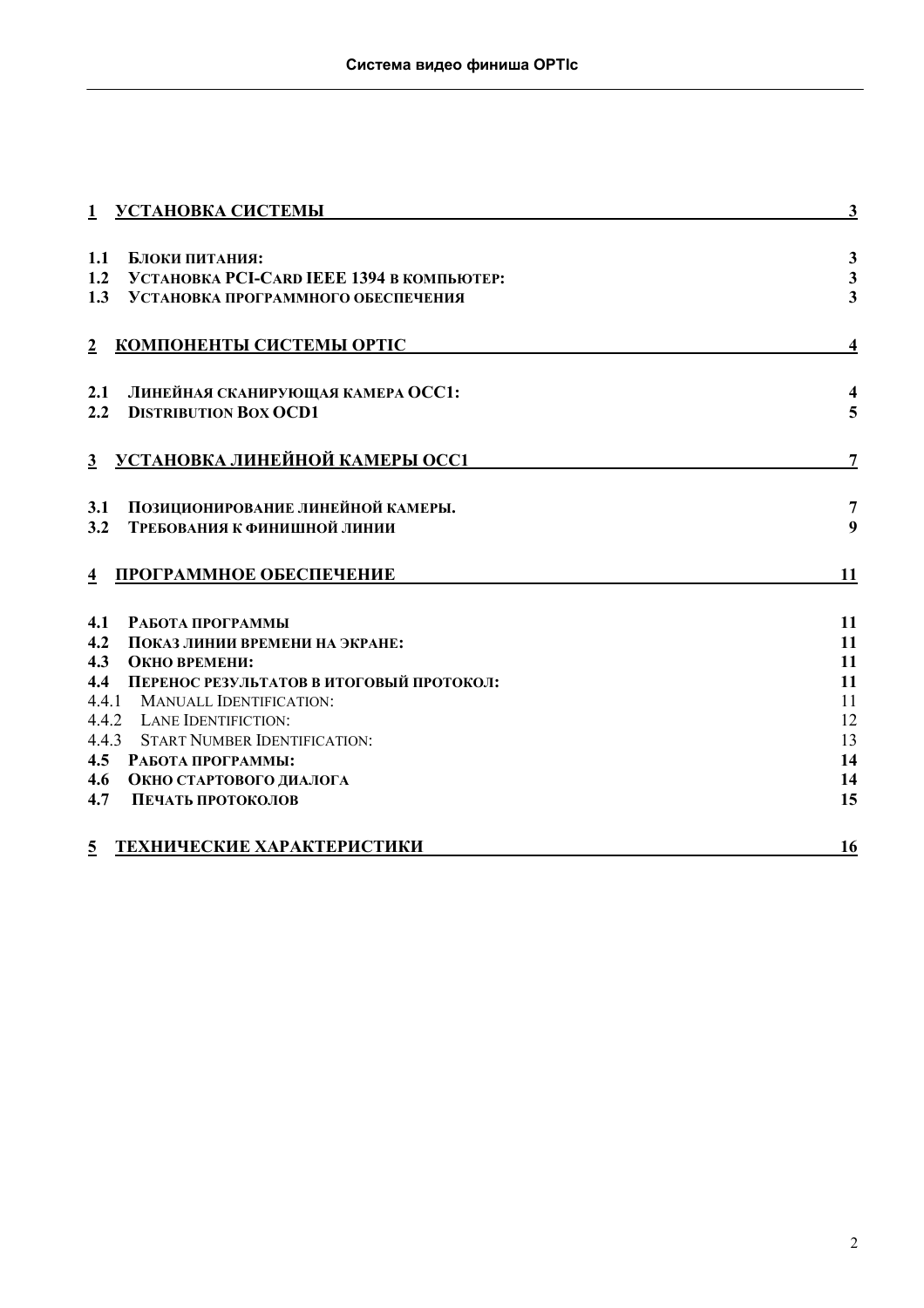| | | |
|---|---|---|
| **1** | **УСТАНОВКА СИСТЕМЫ** | **3** |
| **1.1** | **БЛОКИ ПИТАНИЯ:** | **3** |
| **1.2** | **УСТАНОВКА PCI-CARD IEEE 1394 В КОМПЬЮТЕР:** | **3** |
| **1.3** | **УСТАНОВКА ПРОГРАММНОГО ОБЕСПЕЧЕНИЯ** | **3** |
| **2** | **КОМПОНЕНТЫ СИСТЕМЫ OPTIC** | **4** |
| **2.1** | **ЛИНЕЙНАЯ СКАНИРУЮЩАЯ КАМЕРА OCC1:** | **4** |
| **2.2** | **DISTRIBUTION BOX OCD1** | **5** |
| **3** | **УСТАНОВКА ЛИНЕЙНОЙ КАМЕРЫ OCC1** | **7** |
| **3.1** | **ПОЗИЦИОНИРОВАНИЕ ЛИНЕЙНОЙ КАМЕРЫ.** | **7** |
| **3.2** | **ТРЕБОВАНИЯ К ФИНИШНОЙ ЛИНИИ** | **9** |
| **4** | **ПРОГРАММНОЕ ОБЕСПЕЧЕНИЕ** | **11** |
| **4.1** | **РАБОТА ПРОГРАММЫ** | **11** |
| **4.2** | **ПОКАЗ ЛИНИИ ВРЕМЕНИ НА ЭКРАНЕ:** | **11** |
| **4.3** | **ОКНО ВРЕМЕНИ:** | **11** |
| **4.4** | **ПЕРЕНОС РЕЗУЛЬТАТОВ В ИТОГОВЫЙ ПРОТОКОЛ:** | **11** |
| 4.4.1 | MANUALL IDENTIFICATION: | 11 |
| 4.4.2 | LANE IDENTIFICTION: | 12 |
| 4.4.3 | START NUMBER IDENTIFICATION: | 13 |
| **4.5** | **РАБОТА ПРОГРАММЫ:** | **14** |
| **4.6** | **ОКНО СТАРТОВОГО ДИАЛОГА** | **14** |
| **4.7** | **ПЕЧАТЬ ПРОТОКОЛОВ** | **15** |
| **5** | **ТЕХНИЧЕСКИЕ ХАРАКТЕРИСТИКИ** | **16** |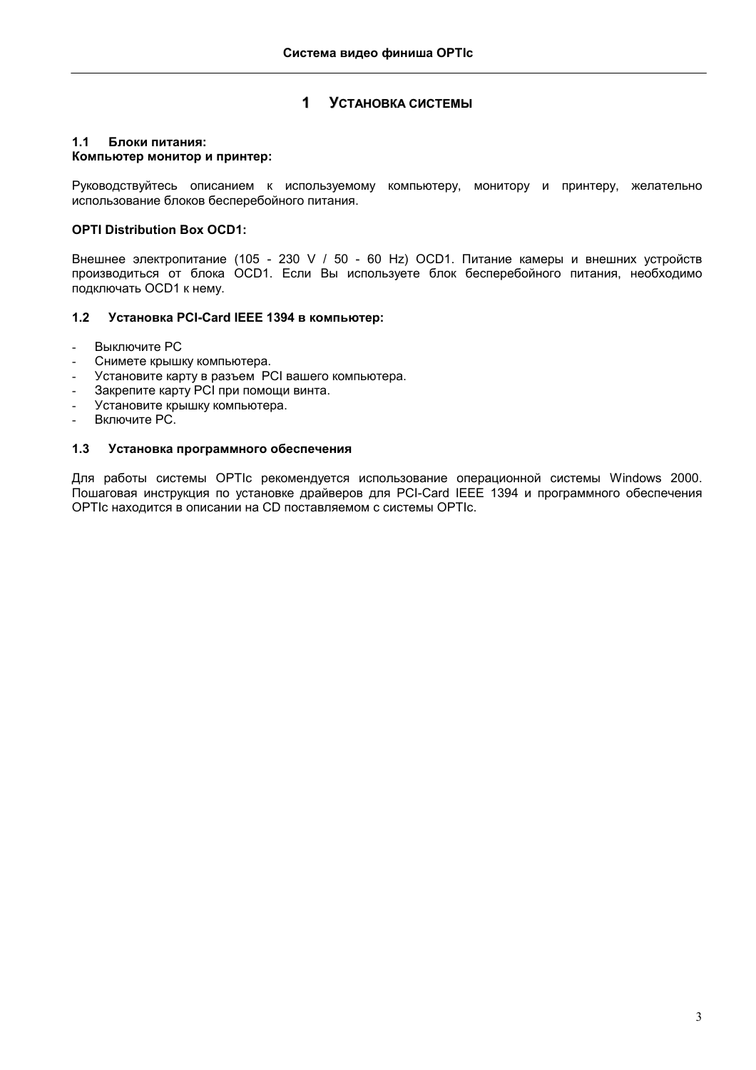# 1 УСТАНОВКА СИСТЕМЫ

## 1.1 Блоки питания:

**Компьютер монитор и принтер:**

Руководствуйтесь описанием к используемому компьютеру, монитору и принтеру, желательно использование блоков бесперебойного питания.

**OPTI Distribution Box OCD1:**

Внешнее электропитание (105 - 230 V / 50 - 60 Hz) OCD1. Питание камеры и внешних устройств производиться от блока OCD1. Если Вы используете блок бесперебойного питания, необходимо подключать OCD1 к нему.

## 1.2 Установка PCI-Card IEEE 1394 в компьютер:

- Выключите PC
- Снимете крышку компьютера.
- Установите карту в разъем PCI вашего компьютера.
- Закрепите карту PCI при помощи винта.
- Установите крышку компьютера.
- Включите PC.

## 1.3 Установка программного обеспечения

Для работы системы OPTIc рекомендуется использование операционной системы Windows 2000. Пошаговая инструкция по установке драйверов для PCI-Card IEEE 1394 и программного обеспечения OPTIc находится в описании на CD поставляемом с системы OPTIc.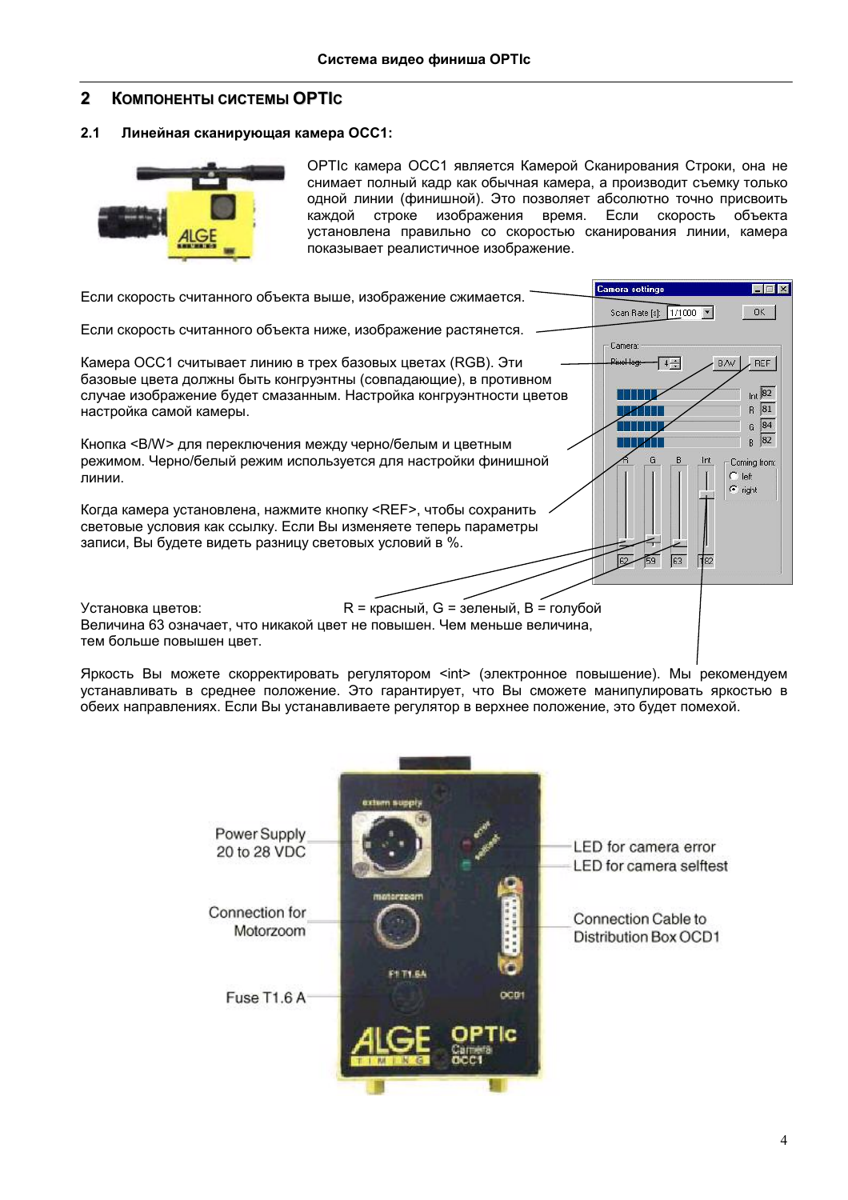## 2 Компоненты системы OPTIc

### 2.1 Линейная сканирующая камера OCC1:

OPTIc камера OCC1 является Камерой Сканирования Строки, она не снимает полный кадр как обычная камера, а производит съемку только одной линии (финишной). Это позволяет абсолютно точно присвоить каждой строке изображения время. Если скорость объекта установлена правильно со скоростью сканирования линии, камера показывает реалистичное изображение.

Если скорость считанного объекта выше, изображение сжимается.

Если скорость считанного объекта ниже, изображение растянется.

Камера OCC1 считывает линию в трех базовых цветах (RGB). Эти базовые цвета должны быть конгруэнтны (совпадающие), в противном случае изображение будет смазанным. Настройка конгруэнтности цветов настройка самой камеры.

Кнопка <B/W> для переключения между черно/белым и цветным режимом. Черно/белый режим используется для настройки финишной линии.

Когда камера установлена, нажмите кнопку <REF>, чтобы сохранить световые условия как ссылку. Если Вы изменяете теперь параметры записи, Вы будете видеть разницу световых условий в %.

Установка цветов: R = красный, G = зеленый, B = голубой
Величина 63 означает, что никакой цвет не повышен. Чем меньше величина, тем больше повышен цвет.

Яркость Вы можете скорректировать регулятором <int> (электронное повышение). Мы рекомендуем устанавливать в среднее положение. Это гарантирует, что Вы сможете манипулировать яркостью в обеих направлениях. Если Вы устанавливаете регулятор в верхнее положение, это будет помехой.

Power Supply 20 to 28 VDC

Connection for Motorzoom

Fuse T1.6 A

LED for camera error

LED for camera selftest

Connection Cable to Distribution Box OCD1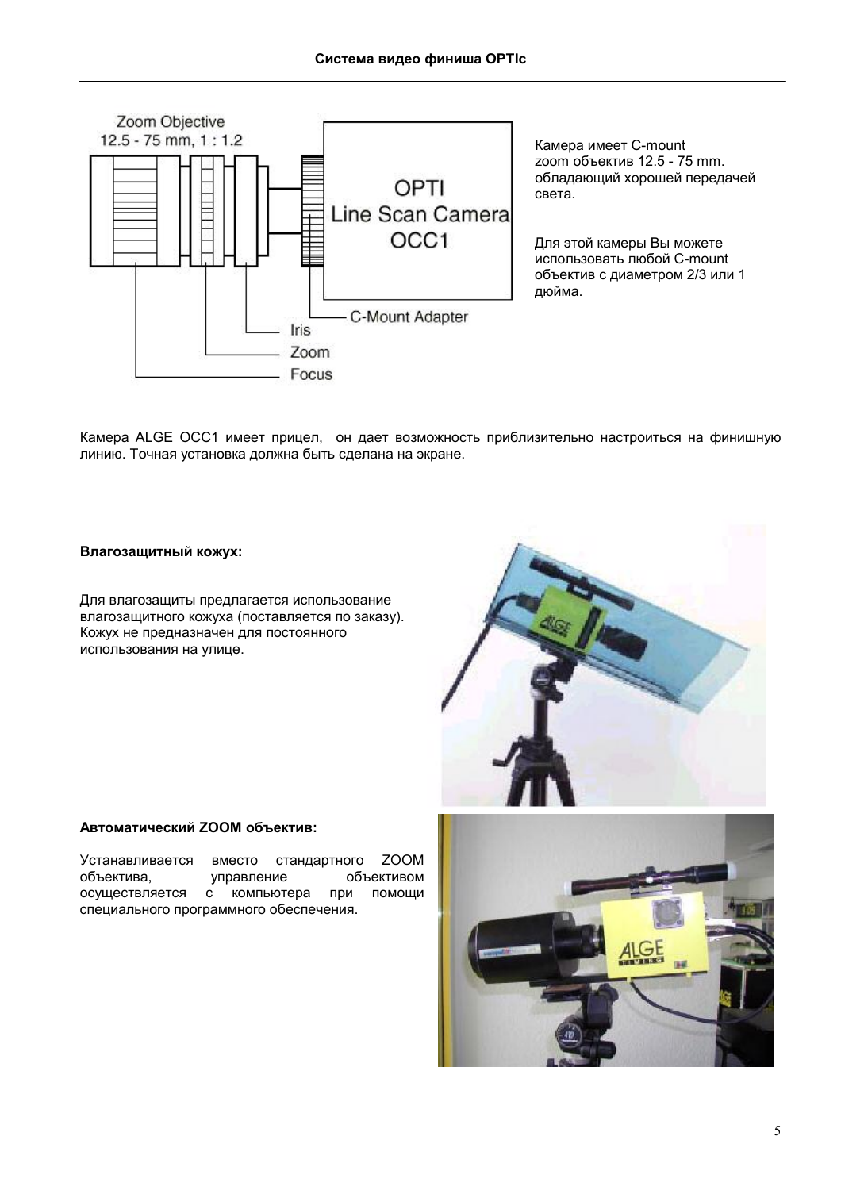Камера имеет C-mount zoom объектив 12.5 - 75 mm. обладающий хорошей передачей света.

Для этой камеры Вы можете использовать любой C-mount объектив с диаметром 2/3 или 1 дюйма.

Камера ALGE OCC1 имеет прицел, он дает возможность приблизительно настроиться на финишную линию. Точная установка должна быть сделана на экране.

**Влагозащитный кожух:**

Для влагозащиты предлагается использование влагозащитного кожуха (поставляется по заказу). Кожух не предназначен для постоянного использования на улице.

**Автоматический ZOOM объектив:**

Устанавливается вместо стандартного ZOOM объектива, управление объективом осуществляется с компьютера при помощи специального программного обеспечения.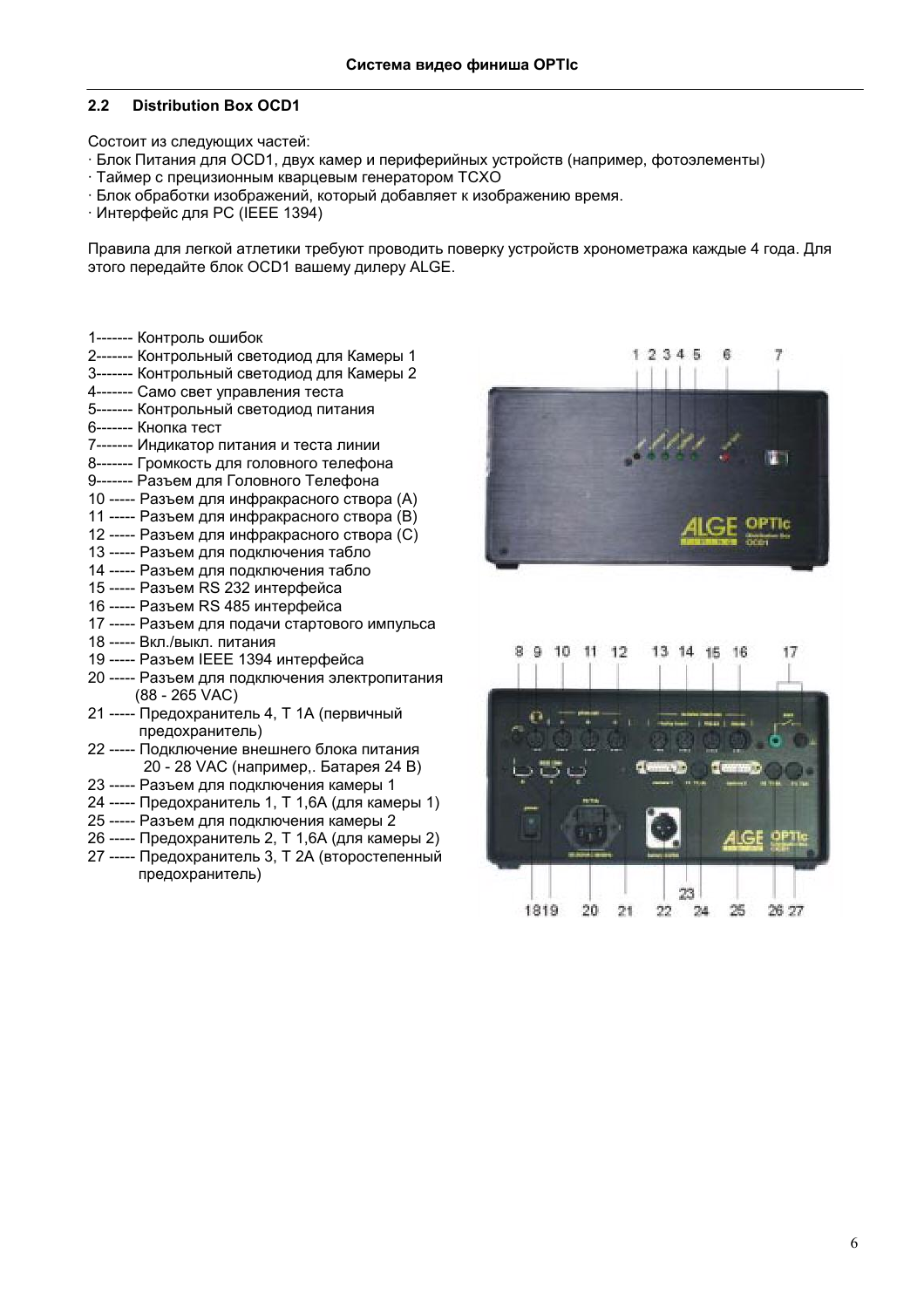## 2.2 Distribution Box OCD1

Состоит из следующих частей:
· Блок Питания для OCD1, двух камер и периферийных устройств (например, фотоэлементы)
· Таймер с прецизионным кварцевым генератором TCXO
· Блок обработки изображений, который добавляет к изображению время.
· Интерфейс для PC (IEEE 1394)

Правила для легкой атлетики требуют проводить поверку устройств хронометража каждые 4 года. Для этого передайте блок OCD1 вашему дилеру ALGE.

1------- Контроль ошибок
2------- Контрольный светодиод для Камеры 1
3------- Контрольный светодиод для Камеры 2
4------- Само свет управления теста
5------- Контрольный светодиод питания
6------- Кнопка тест
7------- Индикатор питания и теста линии
8------- Громкость для головного телефона
9------- Разъем для Головного Телефона
10 ----- Разъем для инфракрасного створа (A)
11 ----- Разъем для инфракрасного створа (B)
12 ----- Разъем для инфракрасного створа (C)
13 ----- Разъем для подключения табло
14 ----- Разъем для подключения табло
15 ----- Разъем RS 232 интерфейса
16 ----- Разъем RS 485 интерфейса
17 ----- Разъем для подачи стартового импульса
18 ----- Вкл./выкл. питания
19 ----- Разъем IEEE 1394 интерфейса
20 ----- Разъем для подключения электропитания (88 - 265 VAC)
21 ----- Предохранитель 4, T 1A (первичный предохранитель)
22 ----- Подключение внешнего блока питания 20 - 28 VAC (например,. Батарея 24 В)
23 ----- Разъем для подключения камеры 1
24 ----- Предохранитель 1, T 1,6A (для камеры 1)
25 ----- Разъем для подключения камеры 2
26 ----- Предохранитель 2, T 1,6A (для камеры 2)
27 ----- Предохранитель 3, T 2A (второстепенный предохранитель)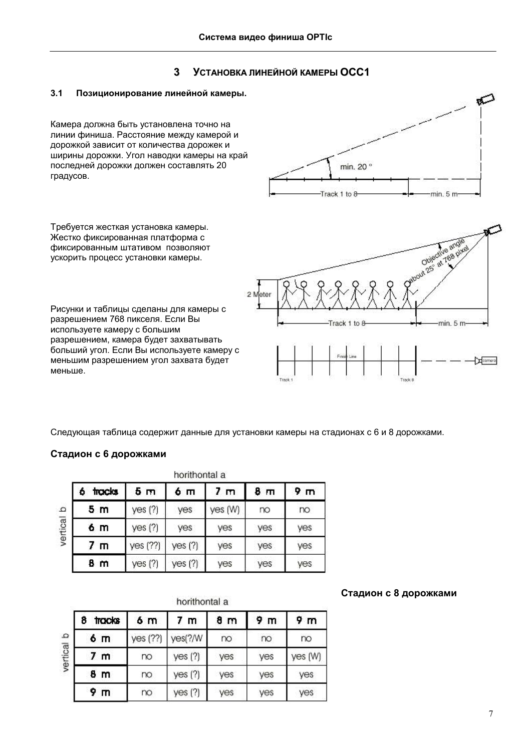## 3 Установка линейной камеры OCC1

### 3.1 Позиционирование линейной камеры.

Камера должна быть установлена точно на линии финиша. Расстояние между камерой и дорожкой зависит от количества дорожек и ширины дорожки. Угол наводки камеры на край последней дорожки должен составлять 20 градусов.

Требуется жесткая установка камеры. Жестко фиксированная платформа с фиксированным штативом позволяют ускорить процесс установки камеры.

Рисунки и таблицы сделаны для камеры с разрешением 768 пикселя. Если Вы используете камеру с большим разрешением, камера будет захватывать больший угол. Если Вы используете камеру с меньшим разрешением угол захвата будет меньше.

Следующая таблица содержит данные для установки камеры на стадионах с 6 и 8 дорожками.

### Стадион с 6 дорожками

horithontal a / vertical b

| 6 tracks | 5 m | 6 m | 7 m | 8 m | 9 m |
|---|---|---|---|---|---|
| 5 m | yes (?) | yes | yes (W) | no | no |
| 6 m | yes (?) | yes | yes | yes | yes |
| 7 m | yes (??) | yes (?) | yes | yes | yes |
| 8 m | yes (?) | yes (?) | yes | yes | yes |

### Стадион с 8 дорожками

horithontal a / vertical b

| 8 tracks | 6 m | 7 m | 8 m | 9 m | 9 m |
|---|---|---|---|---|---|
| 6 m | yes (??) | yes(?/W | no | no | no |
| 7 m | no | yes (?) | yes | yes | yes (W) |
| 8 m | no | yes (?) | yes | yes | yes |
| 9 m | no | yes (?) | yes | yes | yes |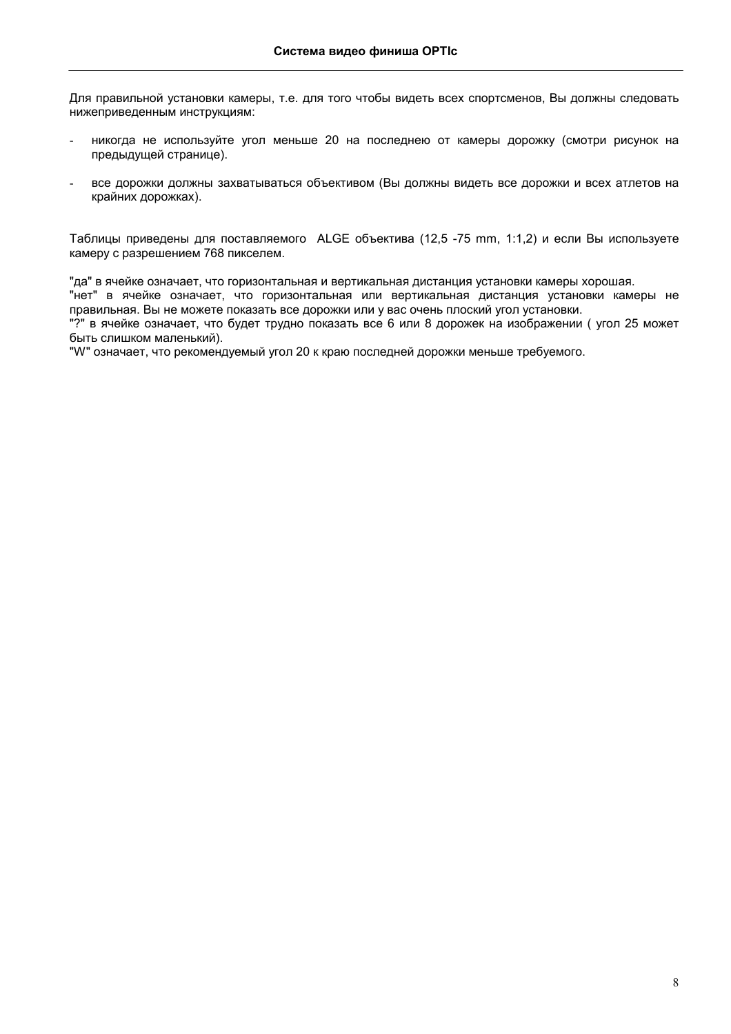Для правильной установки камеры, т.е. для того чтобы видеть всех спортсменов, Вы должны следовать нижеприведенным инструкциям:

- никогда не используйте угол меньше 20 на последнею от камеры дорожку (смотри рисунок на предыдущей странице).
- все дорожки должны захватываться объективом (Вы должны видеть все дорожки и всех атлетов на крайних дорожках).

Таблицы приведены для поставляемого ALGE объектива (12,5 -75 mm, 1:1,2) и если Вы используете камеру с разрешением 768 пикселем.

"да" в ячейке означает, что горизонтальная и вертикальная дистанция установки камеры хорошая.
"нет" в ячейке означает, что горизонтальная или вертикальная дистанция установки камеры не правильная. Вы не можете показать все дорожки или у вас очень плоский угол установки.
"?" в ячейке означает, что будет трудно показать все 6 или 8 дорожек на изображении ( угол 25 может быть слишком маленький).
"W" означает, что рекомендуемый угол 20 к краю последней дорожки меньше требуемого.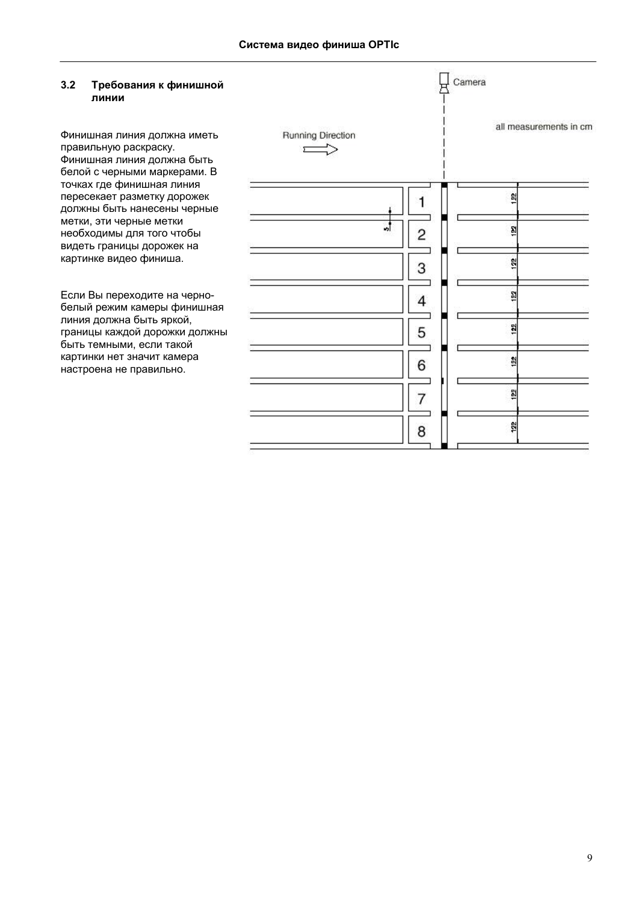### 3.2 Требования к финишной линии

Финишная линия должна иметь правильную раскраску. Финишная линия должна быть белой с черными маркерами. В точках где финишная линия пересекает разметку дорожек должны быть нанесены черные метки, эти черные метки необходимы для того чтобы видеть границы дорожек на картинке видео финиша.

Если Вы переходите на черно-белый режим камеры финишная линия должна быть яркой, границы каждой дорожки должны быть темными, если такой картинки нет значит камера настроена не правильно.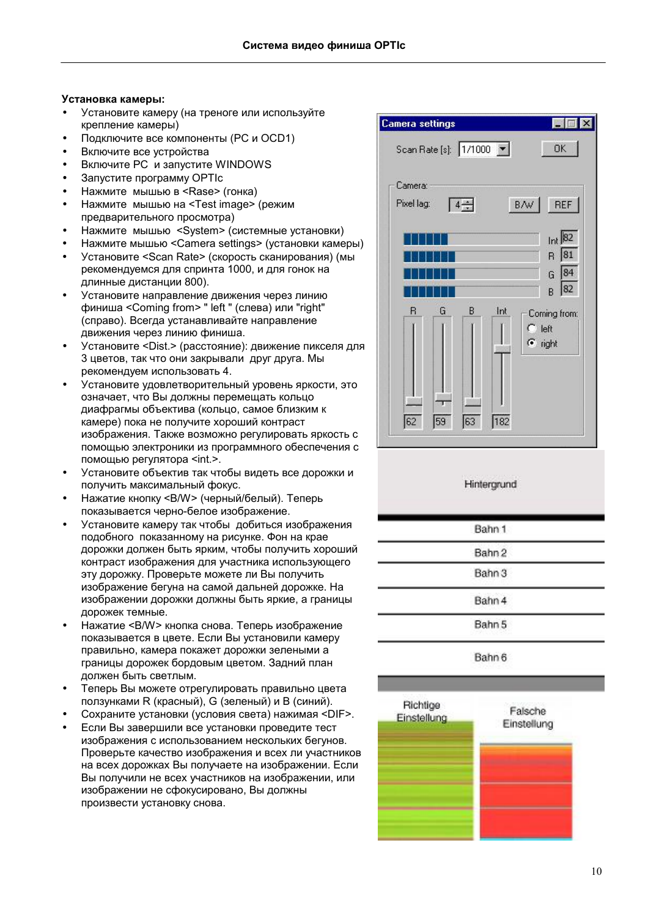**Установка камеры:**

- Установите камеру (на треноге или используйте крепление камеры)
- Подключите все компоненты (PC и OCD1)
- Включите все устройства
- Включите PC  и запустите WINDOWS
- Запустите программу OPTIc
- Нажмите  мышью в <Rase> (гонка)
- Нажмите  мышью на <Test image> (режим предварительного просмотра)
- Нажмите  мышью  <System> (системные установки)
- Нажмите мышью <Camera settings> (установки камеры)
- Установите <Scan Rate> (скорость сканирования) (мы рекомендуемся для спринта 1000, и для гонок на длинные дистанции 800).
- Установите направление движения через линию финиша <Coming from> " left " (слева) или "right" (справо). Всегда устанавливайте направление движения через линию финиша.
- Установите <Dist.> (расстояние): движение пикселя для 3 цветов, так что они закрывали  друг друга. Мы рекомендуем использовать 4.
- Установите удовлетворительный уровень яркости, это означает, что Вы должны перемещать кольцо диафрагмы объектива (кольцо, самое близким к камере) пока не получите хороший контраст изображения. Также возможно регулировать яркость с помощью электроники из программного обеспечения с помощью регулятора <int.>.
- Установите объектив так чтобы видеть все дорожки и получить максимальный фокус.
- Нажатие кнопку <B/W> (черный/белый). Теперь показывается черно-белое изображение.
- Установите камеру так чтобы  добиться изображения подобного  показанному на рисунке. Фон на крае дорожки должен быть ярким, чтобы получить хороший контраст изображения для участника использующего эту дорожку. Проверьте можете ли Вы получить изображение бегуна на самой дальней дорожке. На изображении дорожки должны быть яркие, а границы дорожек темные.
- Нажатие <B/W> кнопка снова. Теперь изображение показывается в цвете. Если Вы установили камеру правильно, камера покажет дорожки зелеными а границы дорожек бордовым цветом. Задний план должен быть светлым.
- Теперь Вы можете отрегулировать правильно цвета ползунками R (красный), G (зеленый) и B (синий).
- Сохраните установки (условия света) нажимая <DIF>.
- Если Вы завершили все установки проведите тест изображения с использованием нескольких бегунов. Проверьте качество изображения и всех ли участников на всех дорожках Вы получаете на изображении. Если Вы получили не всех участников на изображении, или изображении не сфокусировано, Вы должны произвести установку снова.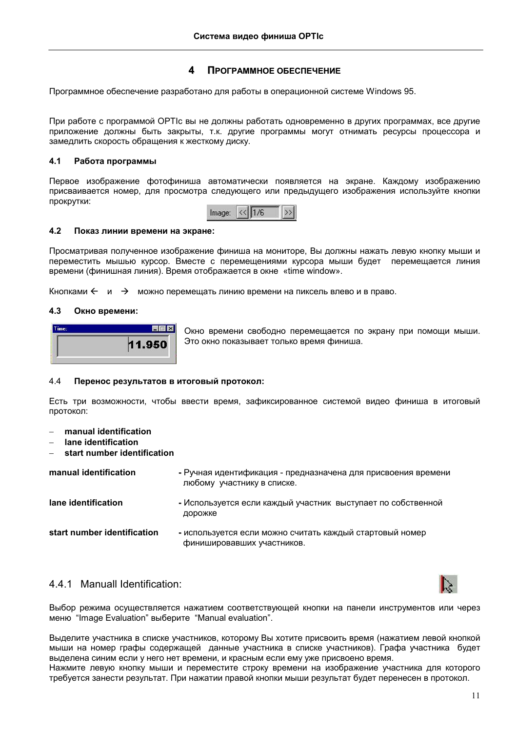# 4 ПРОГРАММНОЕ ОБЕСПЕЧЕНИЕ

Программное обеспечение разработано для работы в операционной системе Windows 95.

При работе с программой OPTIc вы не должны работать одновременно в других программах, все другие приложение должны быть закрыты, т.к. другие программы могут отнимать ресурсы процессора и замедлить скорость обращения к жесткому диску.

## 4.1 Работа программы

Первое изображение фотофиниша автоматически появляется на экране. Каждому изображению присваивается номер, для просмотра следующего или предыдущего изображения используйте кнопки прокрутки:

Image: << 1/6 >>

## 4.2 Показ линии времени на экране:

Просматривая полученное изображение финиша на мониторе, Вы должны нажать левую кнопку мыши и переместить мышью курсор. Вместе с перемещениями курсора мыши будет перемещается линия времени (финишная линия). Время отображается в окне «time window».

Кнопками ← и → можно перемещать линию времени на пиксель влево и в право.

## 4.3 Окно времени:

Time: 11.950

Окно времени свободно перемещается по экрану при помощи мыши. Это окно показывает только время финиша.

## 4.4 Перенос результатов в итоговый протокол:

Есть три возможности, чтобы ввести время, зафиксированное системой видео финиша в итоговый протокол:

- **manual identification**
- **lane identification**
- **start number identification**

**manual identification** - Ручная идентификация - предназначена для присвоения времени любому участнику в списке.

**lane identification** - Используется если каждый участник выступает по собственной дорожке

**start number identification** - используется если можно считать каждый стартовый номер финишировавших участников.

### 4.4.1 Manuall Identification:

Выбор режима осуществляется нажатием соответствующей кнопки на панели инструментов или через меню “Image Evaluation” выберите “Manual evaluation”.

Выделите участника в списке участников, которому Вы хотите присвоить время (нажатием левой кнопкой мыши на номер графы содержащей данные участника в списке участников). Графа участника будет выделена синим если у него нет времени, и красным если ему уже присвоено время.
Нажмите левую кнопку мыши и переместите строку времени на изображение участника для которого требуется занести результат. При нажатии правой кнопки мыши результат будет перенесен в протокол.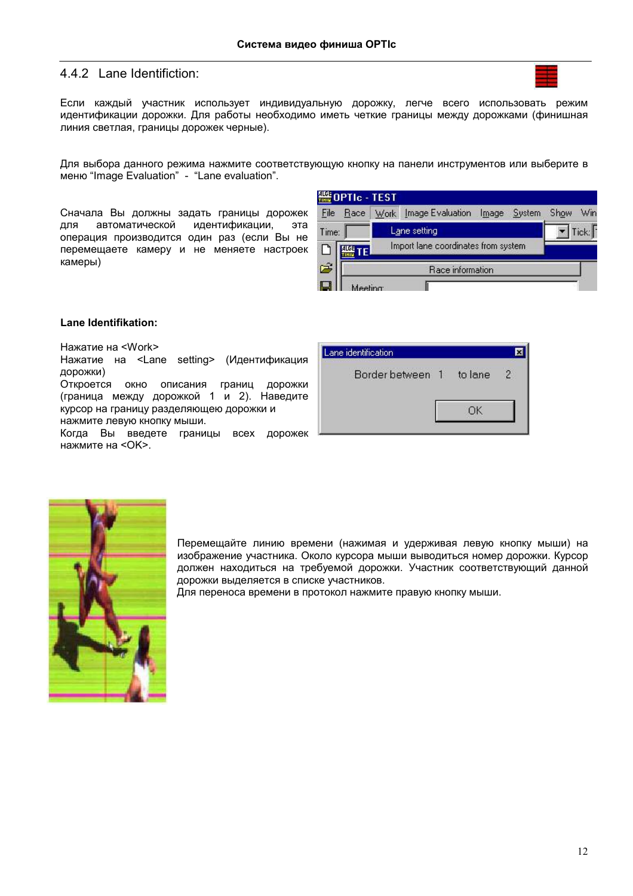## 4.4.2 Lane Identifiction:

Если каждый участник использует индивидуальную дорожку, легче всего использовать режим идентификации дорожки. Для работы необходимо иметь четкие границы между дорожками (финишная линия светлая, границы дорожек черные).

Для выбора данного режима нажмите соответствующую кнопку на панели инструментов или выберите в меню “Image Evaluation” - “Lane evaluation”.

Сначала Вы должны задать границы дорожек для автоматической идентификации, эта операция производится один раз (если Вы не перемещаете камеру и не меняете настроек камеры)

**Lane Identifikation:**

Нажатие на <Work>
Нажатие на <Lane setting> (Идентификация дорожки)
Откроется окно описания границ дорожки (граница между дорожкой 1 и 2). Наведите курсор на границу разделяющею дорожки и нажмите левую кнопку мыши.
Когда Вы введете границы всех дорожек нажмите на <OK>.

Перемещайте линию времени (нажимая и удерживая левую кнопку мыши) на изображение участника. Около курсора мыши выводиться номер дорожки. Курсор должен находиться на требуемой дорожки. Участник соответствующий данной дорожки выделяется в списке участников.
Для переноса времени в протокол нажмите правую кнопку мыши.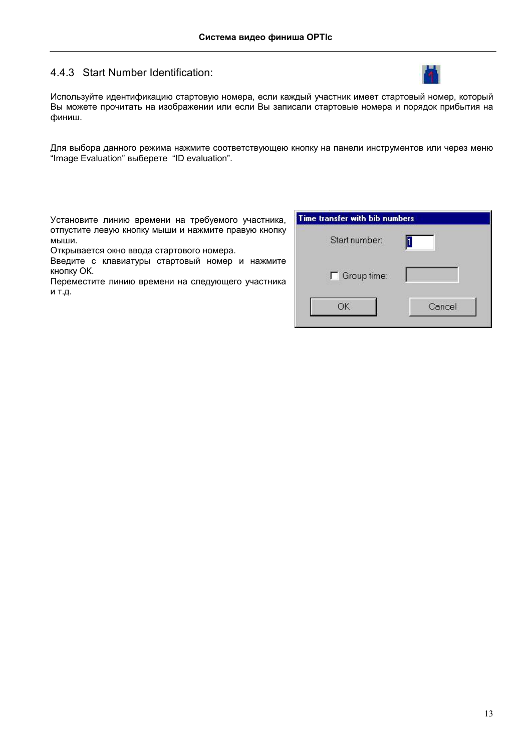### 4.4.3 Start Number Identification:

Используйте идентификацию стартовую номера, если каждый участник имеет стартовый номер, который Вы можете прочитать на изображении или если Вы записали стартовые номера и порядок прибытия на финиш.

Для выбора данного режима нажмите соответствующею кнопку на панели инструментов или через меню “Image Evaluation” выберете “ID evaluation”.

Установите линию времени на требуемого участника, отпустите левую кнопку мыши и нажмите правую кнопку мыши.
Открывается окно ввода стартового номера.
Введите с клавиатуры стартовый номер и нажмите кнопку ОК.
Переместите линию времени на следующего участника и т.д.

Time transfer with bib numbers

Start number: 1

Group time:

OK Cancel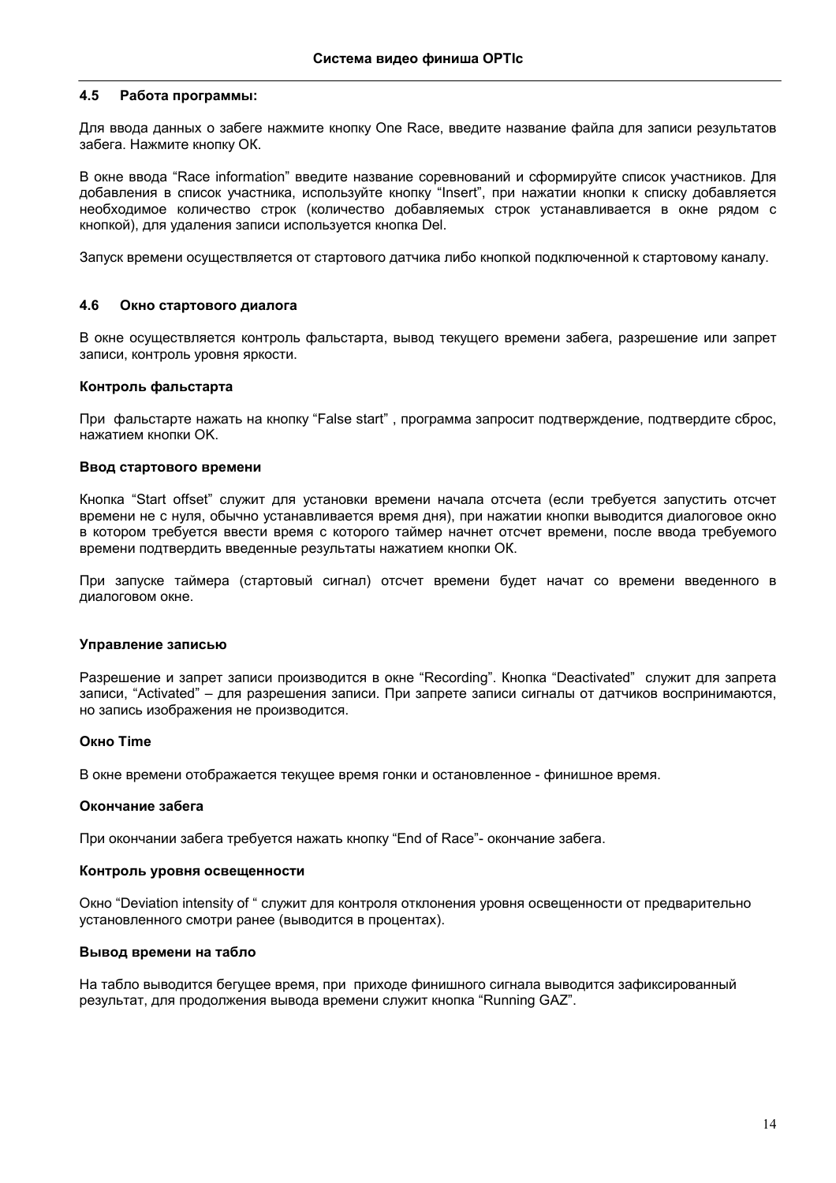### 4.5 Работа программы:

Для ввода данных о забеге нажмите кнопку One Race, введите название файла для записи результатов забега. Нажмите кнопку OK.

В окне ввода “Race information” введите название соревнований и сформируйте список участников. Для добавления в список участника, используйте кнопку “Insert”, при нажатии кнопки к списку добавляется необходимое количество строк (количество добавляемых строк устанавливается в окне рядом с кнопкой), для удаления записи используется кнопка Del.

Запуск времени осуществляется от стартового датчика либо кнопкой подключенной к стартовому каналу.

### 4.6 Окно стартового диалога

В окне осуществляется контроль фальстарта, вывод текущего времени забега, разрешение или запрет записи, контроль уровня яркости.

**Контроль фальстарта**

При фальстарте нажать на кнопку “False start” , программа запросит подтверждение, подтвердите сброс, нажатием кнопки OK.

**Ввод стартового времени**

Кнопка “Start offset” служит для установки времени начала отсчета (если требуется запустить отсчет времени не с нуля, обычно устанавливается время дня), при нажатии кнопки выводится диалоговое окно в котором требуется ввести время с которого таймер начнет отсчет времени, после ввода требуемого времени подтвердить введенные результаты нажатием кнопки OK.

При запуске таймера (стартовый сигнал) отсчет времени будет начат со времени введенного в диалоговом окне.

**Управление записью**

Разрешение и запрет записи производится в окне “Recording”. Кнопка “Deactivated” служит для запрета записи, “Activated” – для разрешения записи. При запрете записи сигналы от датчиков воспринимаются, но запись изображения не производится.

**Окно Time**

В окне времени отображается текущее время гонки и остановленное - финишное время.

**Окончание забега**

При окончании забега требуется нажать кнопку “End of Race”- окончание забега.

**Контроль уровня освещенности**

Окно “Deviation intensity of “ служит для контроля отклонения уровня освещенности от предварительно установленного смотри ранее (выводится в процентах).

**Вывод времени на табло**

На табло выводится бегущее время, при приходе финишного сигнала выводится зафиксированный результат, для продолжения вывода времени служит кнопка “Running GAZ”.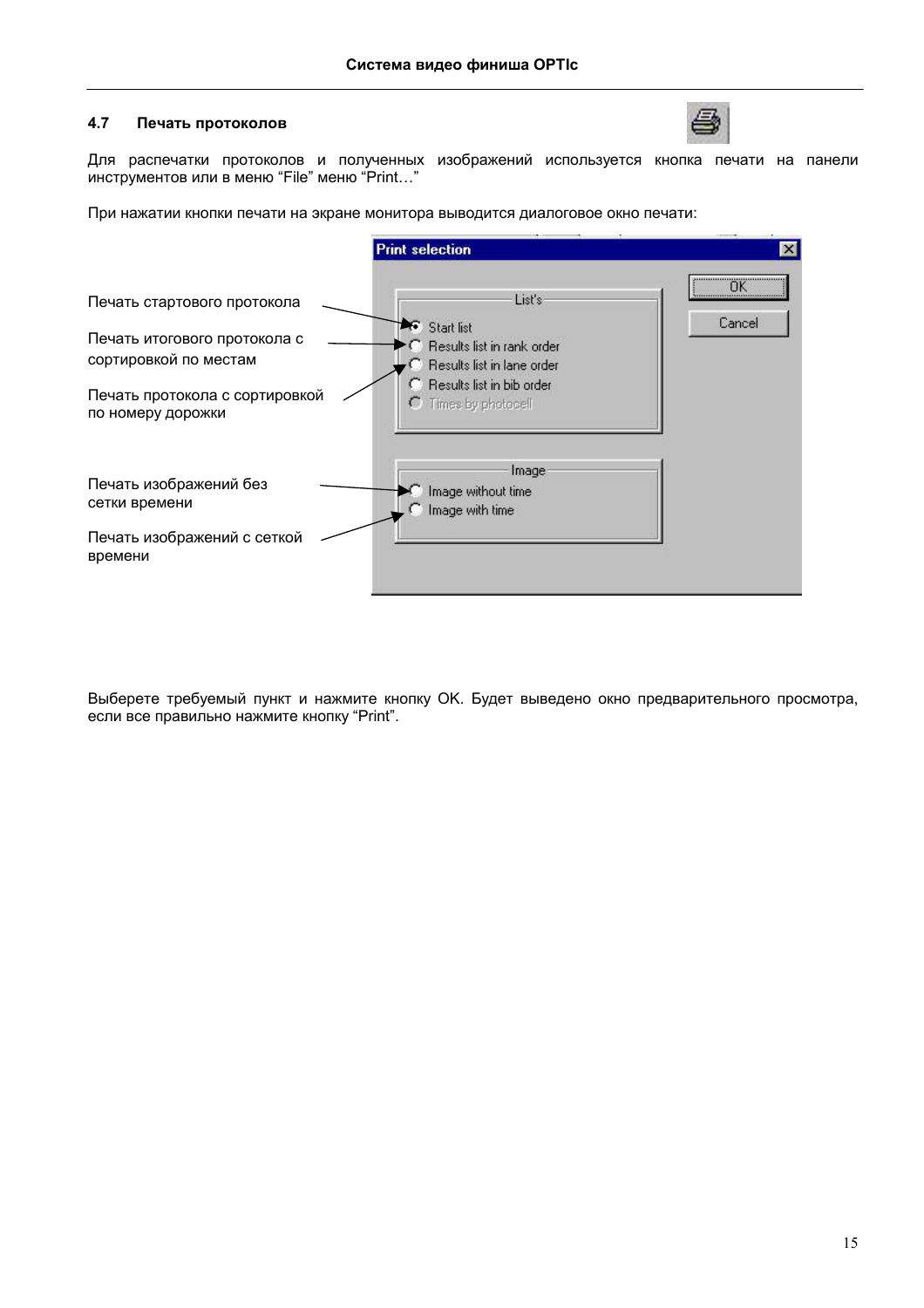## 4.7 Печать протоколов

Для распечатки протоколов и полученных изображений используется кнопка печати на панели инструментов или в меню “File” меню “Print…”

При нажатии кнопки печати на экране монитора выводится диалоговое окно печати:

Печать стартового протокола

Печать итогового протокола с сортировкой по местам

Печать протокола с сортировкой по номеру дорожки

Печать изображений без сетки времени

Печать изображений с сеткой времени

Print selection

List's

- Start list
- Results list in rank order
- Results list in lane order
- Results list in bib order
- Times by photocell

Image

- Image without time
- Image with time

OK

Cancel

Выберете требуемый пункт и нажмите кнопку OK. Будет выведено окно предварительного просмотра, если все правильно нажмите кнопку “Print”.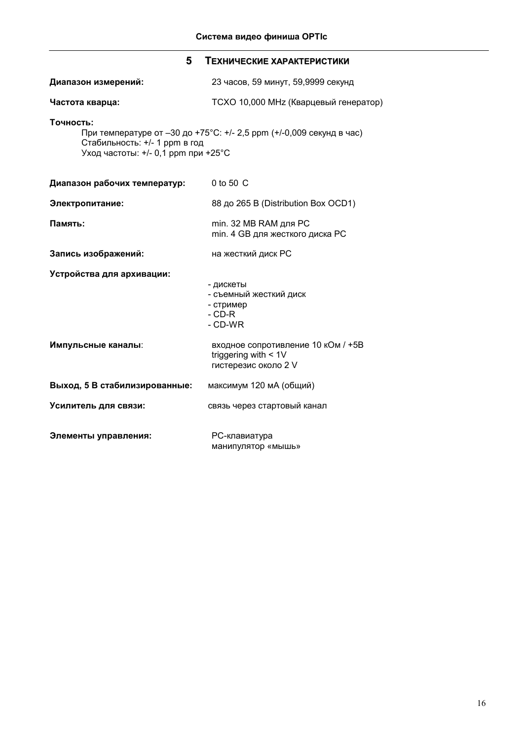## 5 Технические характеристики

**Диапазон измерений:** 23 часов, 59 минут, 59,9999 секунд

**Частота кварца:** TCXO 10,000 MHz (Кварцевый генератор)

**Точность:**

При температуре от –30 до +75°C: +/- 2,5 ppm (+/-0,009 секунд в час)
Стабильность: +/- 1 ppm в год
Уход частоты: +/- 0,1 ppm при +25°C

**Диапазон рабочих температур:** 0 to 50 C

**Электропитание:** 88 до 265 В (Distribution Box OCD1)

**Память:** min. 32 MB RAM для PC
min. 4 GB для жесткого диска PC

**Запись изображений:** на жесткий диск PC

**Устройства для архивации:**

- дискеты
- съемный жесткий диск
- стример
- CD-R
- CD-WR

**Импульсные каналы**: входное сопротивление 10 кОм / +5В
triggering with < 1V
гистерезис около 2 V

**Выход, 5 В стабилизированные:** максимум 120 мА (общий)

**Усилитель для связи:** связь через стартовый канал

**Элементы управления:** PC-клавиатура
манипулятор «мышь»